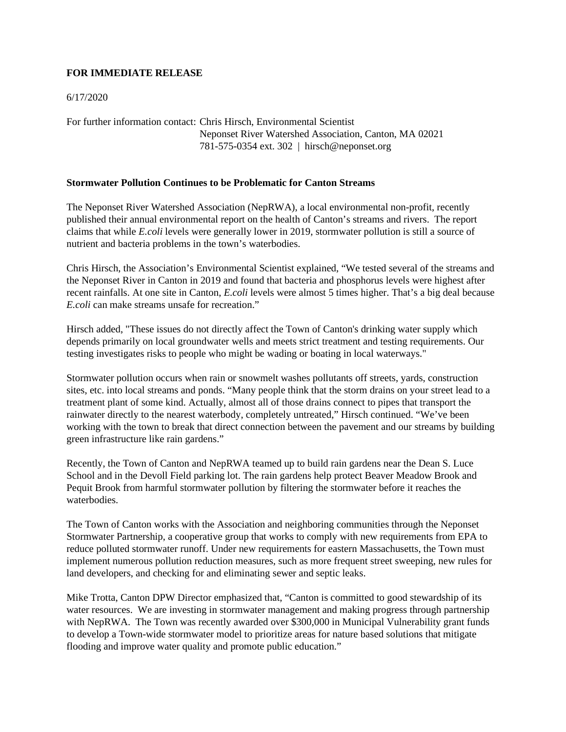**FOR IMMEDIATE RELEASE**

6/17/2020

For further information contact: Chris Hirsch, Environmental Scientist
Neponset River Watershed Association, Canton, MA 02021
781-575-0354 ext. 302 | hirsch@neponset.org

**Stormwater Pollution Continues to be Problematic for Canton Streams**

The Neponset River Watershed Association (NepRWA), a local environmental non-profit, recently published their annual environmental report on the health of Canton's streams and rivers. The report claims that while *E.coli* levels were generally lower in 2019, stormwater pollution is still a source of nutrient and bacteria problems in the town's waterbodies.

Chris Hirsch, the Association's Environmental Scientist explained, "We tested several of the streams and the Neponset River in Canton in 2019 and found that bacteria and phosphorus levels were highest after recent rainfalls. At one site in Canton, *E.coli* levels were almost 5 times higher. That's a big deal because *E.coli* can make streams unsafe for recreation."

Hirsch added, "These issues do not directly affect the Town of Canton's drinking water supply which depends primarily on local groundwater wells and meets strict treatment and testing requirements. Our testing investigates risks to people who might be wading or boating in local waterways."

Stormwater pollution occurs when rain or snowmelt washes pollutants off streets, yards, construction sites, etc. into local streams and ponds. "Many people think that the storm drains on your street lead to a treatment plant of some kind. Actually, almost all of those drains connect to pipes that transport the rainwater directly to the nearest waterbody, completely untreated," Hirsch continued. "We've been working with the town to break that direct connection between the pavement and our streams by building green infrastructure like rain gardens."

Recently, the Town of Canton and NepRWA teamed up to build rain gardens near the Dean S. Luce School and in the Devoll Field parking lot. The rain gardens help protect Beaver Meadow Brook and Pequit Brook from harmful stormwater pollution by filtering the stormwater before it reaches the waterbodies.

The Town of Canton works with the Association and neighboring communities through the Neponset Stormwater Partnership, a cooperative group that works to comply with new requirements from EPA to reduce polluted stormwater runoff. Under new requirements for eastern Massachusetts, the Town must implement numerous pollution reduction measures, such as more frequent street sweeping, new rules for land developers, and checking for and eliminating sewer and septic leaks.

Mike Trotta, Canton DPW Director emphasized that, "Canton is committed to good stewardship of its water resources. We are investing in stormwater management and making progress through partnership with NepRWA. The Town was recently awarded over $300,000 in Municipal Vulnerability grant funds to develop a Town-wide stormwater model to prioritize areas for nature based solutions that mitigate flooding and improve water quality and promote public education."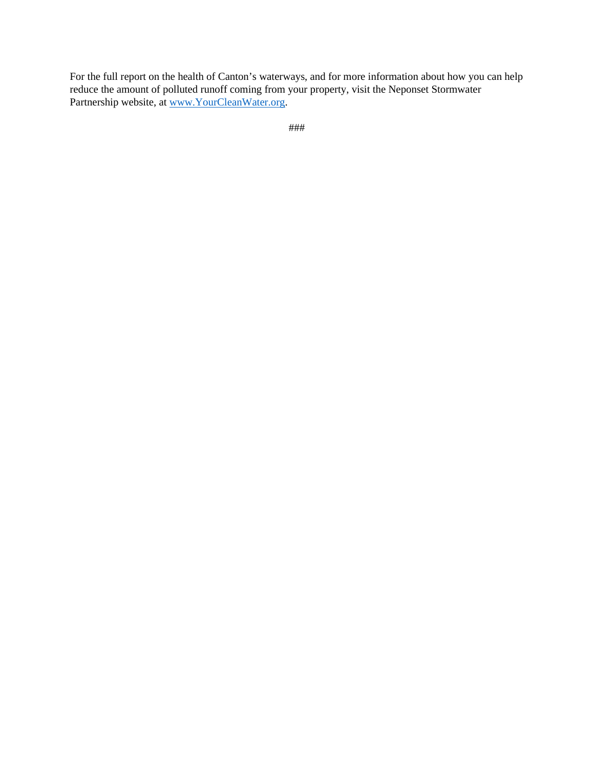For the full report on the health of Canton's waterways, and for more information about how you can help reduce the amount of polluted runoff coming from your property, visit the Neponset Stormwater Partnership website, at [www.YourCleanWater.org](http://www.YourCleanWater.org).

###